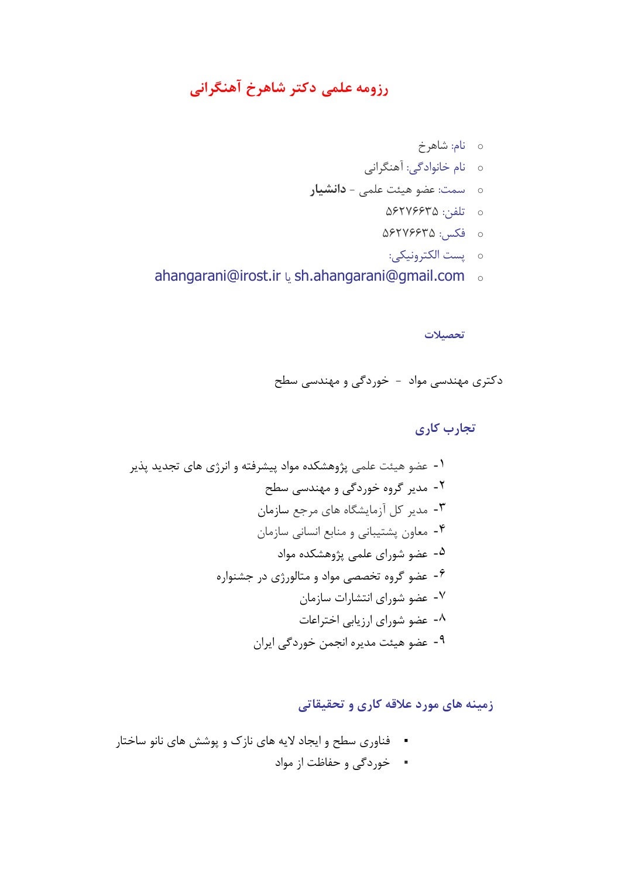# رزومه علمی دکتر شاهرخ آهنگرانی

- نام: شاهرخ
- نام خانوادگی: آهنگرانی
- سمت: عضو هیئت علمی - **دانشیار**
- تلفن: ۵۶۲۷۶۶۳۵
- فکس: ۵۶۲۷۶۶۳۵
- پست الکترونیکی:
- sh.ahangarani@gmail.com یا ahangarani@irost.ir

## تحصیلات

دکتری مهندسی مواد - خوردگی و مهندسی سطح

## تجارب کاری

۱- عضو هیئت علمی پژوهشکده مواد پیشرفته و انرژی های تجدید پذیر
۲- مدیر گروه خوردگی و مهندسی سطح
۳- مدیر کل آزمایشگاه های مرجع سازمان
۴- معاون پشتیبانی و منابع انسانی سازمان
۵- عضو شورای علمی پژوهشکده مواد
۶- عضو گروه تخصصی مواد و متالورژی در جشنواره
۷- عضو شورای انتشارات سازمان
۸- عضو شورای ارزیابی اختراعات
۹- عضو هیئت مدیره انجمن خوردگی ایران

## زمینه های مورد علاقه کاری و تحقیقاتی

- فناوری سطح و ایجاد لایه های نازک و پوشش های نانو ساختار
- خوردگی و حفاظت از مواد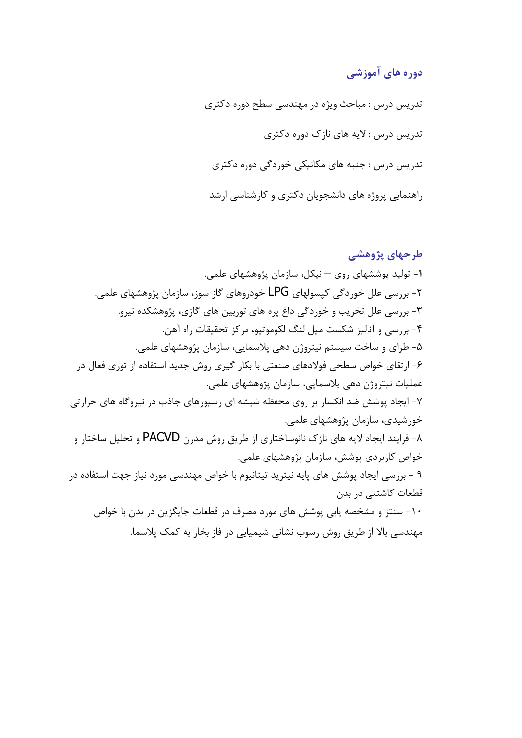## دوره های آموزشی

تدریس درس : مباحث ویژه در مهندسی سطح دوره دکتری

تدریس درس : لایه های نازک دوره دکتری

تدریس درس : جنبه های مکانیکی خوردگی دوره دکتری

راهنمایی پروژه های دانشجویان دکتری و کارشناسی ارشد

## طرحهای پژوهشی

۱- تولید پوششهای روی – نیکل، سازمان پژوهشهای علمی.

۲- بررسی علل خوردگی کپسولهای LPG خودروهای گاز سوز، سازمان پژوهشهای علمی.

۳- بررسی علل تخریب و خوردگی داغ پره های توربین های گازی، پژوهشکده نیرو.

۴- بررسی و آنالیز شکست میل لنگ لکوموتیو، مرکز تحقیقات راه آهن.

۵- طرای و ساخت سیستم نیتروژن دهی پلاسمایی، سازمان پژوهشهای علمی.

۶- ارتقای خواص سطحی فولادهای صنعتی با بکار گیری روش جدید استفاده از توری فعال در عملیات نیتروژن دهی پلاسمایی، سازمان پژوهشهای علمی.

۷- ایجاد پوشش ضد انکسار بر روی محفظه شیشه ای رسیورهای جاذب در نیروگاه های حرارتی خورشیدی، سازمان پژوهشهای علمی.

۸- فرایند ایجاد لایه های نازک نانوساختاری از طریق روش مدرن PACVD و تحلیل ساختار و خواص کاربردی پوشش، سازمان پژوهشهای علمی.

۹ - بررسی ایجاد پوشش های پایه نیترید تیتانیوم با خواص مهندسی مورد نیاز جهت استفاده در قطعات کاشتنی در بدن

۱۰- سنتز و مشخصه یابی پوشش های مورد مصرف در قطعات جایگزین در بدن با خواص مهندسی بالا از طریق روش رسوب نشانی شیمیایی در فاز بخار به کمک پلاسما.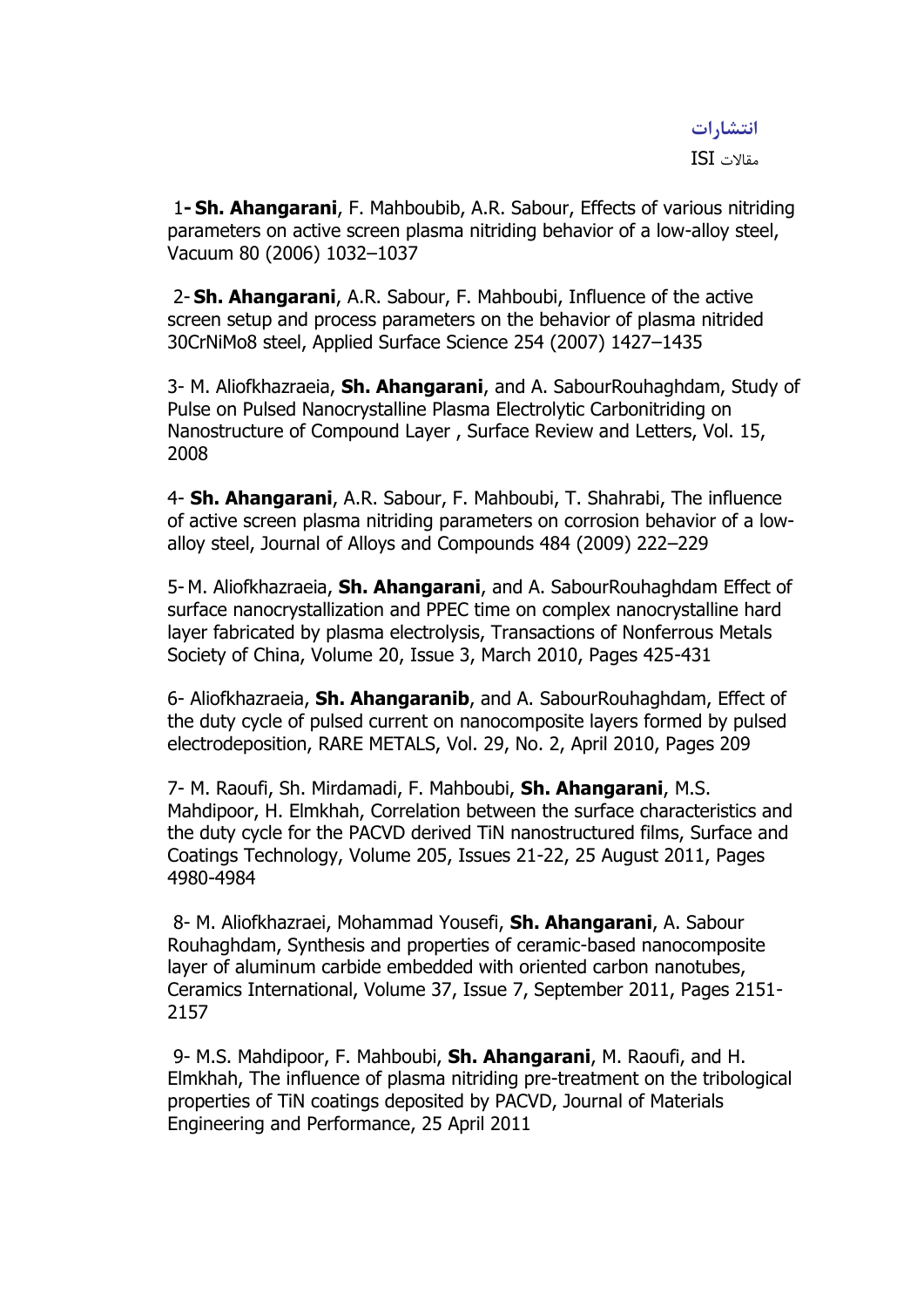## انتشارات

مقالات ISI

1- **Sh. Ahangarani**, F. Mahboubib, A.R. Sabour, Effects of various nitriding parameters on active screen plasma nitriding behavior of a low-alloy steel, Vacuum 80 (2006) 1032–1037

2- **Sh. Ahangarani**, A.R. Sabour, F. Mahboubi, Influence of the active screen setup and process parameters on the behavior of plasma nitrided 30CrNiMo8 steel, Applied Surface Science 254 (2007) 1427–1435

3- M. Aliofkhazraeia, **Sh. Ahangarani**, and A. SabourRouhaghdam, Study of Pulse on Pulsed Nanocrystalline Plasma Electrolytic Carbonitriding on Nanostructure of Compound Layer , Surface Review and Letters, Vol. 15, 2008

4- **Sh. Ahangarani**, A.R. Sabour, F. Mahboubi, T. Shahrabi, The influence of active screen plasma nitriding parameters on corrosion behavior of a low-alloy steel, Journal of Alloys and Compounds 484 (2009) 222–229

5- M. Aliofkhazraeia, **Sh. Ahangarani**, and A. SabourRouhaghdam Effect of surface nanocrystallization and PPEC time on complex nanocrystalline hard layer fabricated by plasma electrolysis, Transactions of Nonferrous Metals Society of China, Volume 20, Issue 3, March 2010, Pages 425-431

6- Aliofkhazraeia, **Sh. Ahangaranib**, and A. SabourRouhaghdam, Effect of the duty cycle of pulsed current on nanocomposite layers formed by pulsed electrodeposition, RARE METALS, Vol. 29, No. 2, April 2010, Pages 209

7- M. Raoufi, Sh. Mirdamadi, F. Mahboubi, **Sh. Ahangarani**, M.S. Mahdipoor, H. Elmkhah, Correlation between the surface characteristics and the duty cycle for the PACVD derived TiN nanostructured films, Surface and Coatings Technology, Volume 205, Issues 21-22, 25 August 2011, Pages 4980-4984

8- M. Aliofkhazraei, Mohammad Yousefi, **Sh. Ahangarani**, A. Sabour Rouhaghdam, Synthesis and properties of ceramic-based nanocomposite layer of aluminum carbide embedded with oriented carbon nanotubes, Ceramics International, Volume 37, Issue 7, September 2011, Pages 2151-2157

9- M.S. Mahdipoor, F. Mahboubi, **Sh. Ahangarani**, M. Raoufi, and H. Elmkhah, The influence of plasma nitriding pre-treatment on the tribological properties of TiN coatings deposited by PACVD, Journal of Materials Engineering and Performance, 25 April 2011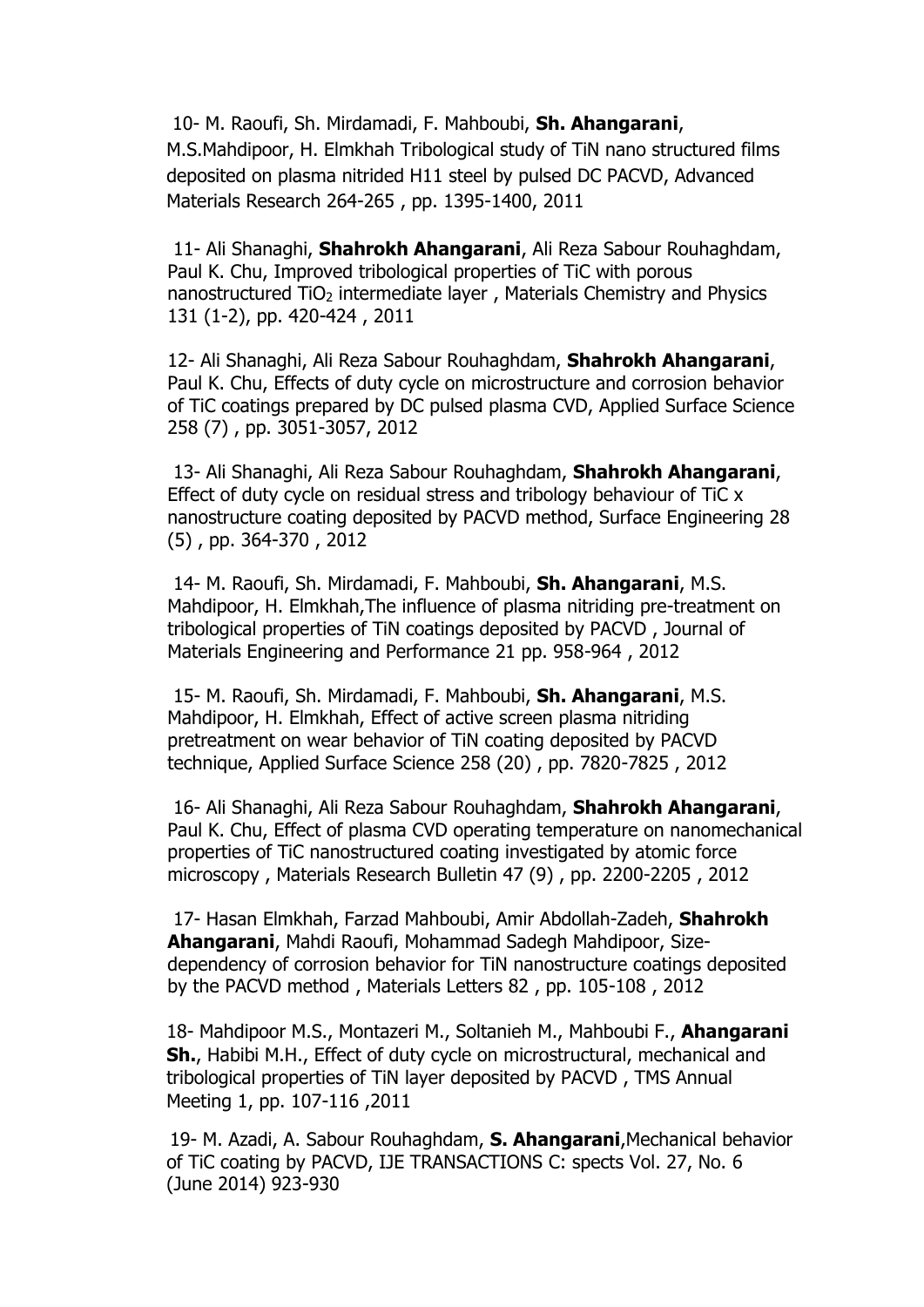10- M. Raoufi, Sh. Mirdamadi, F. Mahboubi, **Sh. Ahangarani**, M.S.Mahdipoor, H. Elmkhah Tribological study of TiN nano structured films deposited on plasma nitrided H11 steel by pulsed DC PACVD, Advanced Materials Research 264-265 , pp. 1395-1400, 2011

11- Ali Shanaghi, **Shahrokh Ahangarani**, Ali Reza Sabour Rouhaghdam, Paul K. Chu, Improved tribological properties of TiC with porous nanostructured $TiO_2$ intermediate layer , Materials Chemistry and Physics 131 (1-2), pp. 420-424 , 2011

12- Ali Shanaghi, Ali Reza Sabour Rouhaghdam, **Shahrokh Ahangarani**, Paul K. Chu, Effects of duty cycle on microstructure and corrosion behavior of TiC coatings prepared by DC pulsed plasma CVD, Applied Surface Science 258 (7) , pp. 3051-3057, 2012

13- Ali Shanaghi, Ali Reza Sabour Rouhaghdam, **Shahrokh Ahangarani**, Effect of duty cycle on residual stress and tribology behaviour of TiC x nanostructure coating deposited by PACVD method, Surface Engineering 28 (5) , pp. 364-370 , 2012

14- M. Raoufi, Sh. Mirdamadi, F. Mahboubi, **Sh. Ahangarani**, M.S. Mahdipoor, H. Elmkhah,The influence of plasma nitriding pre-treatment on tribological properties of TiN coatings deposited by PACVD , Journal of Materials Engineering and Performance 21 pp. 958-964 , 2012

15- M. Raoufi, Sh. Mirdamadi, F. Mahboubi, **Sh. Ahangarani**, M.S. Mahdipoor, H. Elmkhah, Effect of active screen plasma nitriding pretreatment on wear behavior of TiN coating deposited by PACVD technique, Applied Surface Science 258 (20) , pp. 7820-7825 , 2012

16- Ali Shanaghi, Ali Reza Sabour Rouhaghdam, **Shahrokh Ahangarani**, Paul K. Chu, Effect of plasma CVD operating temperature on nanomechanical properties of TiC nanostructured coating investigated by atomic force microscopy , Materials Research Bulletin 47 (9) , pp. 2200-2205 , 2012

17- Hasan Elmkhah, Farzad Mahboubi, Amir Abdollah-Zadeh, **Shahrokh Ahangarani**, Mahdi Raoufi, Mohammad Sadegh Mahdipoor, Size-dependency of corrosion behavior for TiN nanostructure coatings deposited by the PACVD method , Materials Letters 82 , pp. 105-108 , 2012

18- Mahdipoor M.S., Montazeri M., Soltanieh M., Mahboubi F., **Ahangarani Sh.**, Habibi M.H., Effect of duty cycle on microstructural, mechanical and tribological properties of TiN layer deposited by PACVD , TMS Annual Meeting 1, pp. 107-116 ,2011

19- M. Azadi, A. Sabour Rouhaghdam, **S. Ahangarani**,Mechanical behavior of TiC coating by PACVD, IJE TRANSACTIONS C: spects Vol. 27, No. 6 (June 2014) 923-930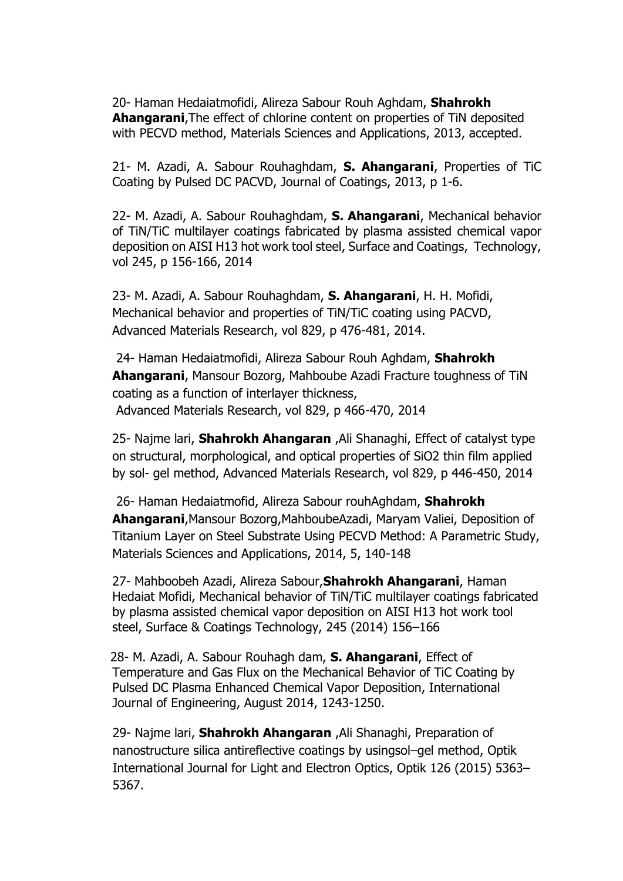20- Haman Hedaiatmofidi, Alireza Sabour Rouh Aghdam, **Shahrokh Ahangarani**,The effect of chlorine content on properties of TiN deposited with PECVD method, Materials Sciences and Applications, 2013, accepted.

21- M. Azadi, A. Sabour Rouhaghdam, **S. Ahangarani**, Properties of TiC Coating by Pulsed DC PACVD, Journal of Coatings, 2013, p 1-6.

22- M. Azadi, A. Sabour Rouhaghdam, **S. Ahangarani**, Mechanical behavior of TiN/TiC multilayer coatings fabricated by plasma assisted chemical vapor deposition on AISI H13 hot work tool steel, Surface and Coatings, Technology, vol 245, p 156-166, 2014

23- M. Azadi, A. Sabour Rouhaghdam, **S. Ahangarani**, H. H. Mofidi, Mechanical behavior and properties of TiN/TiC coating using PACVD, Advanced Materials Research, vol 829, p 476-481, 2014.

24- Haman Hedaiatmofidi, Alireza Sabour Rouh Aghdam, **Shahrokh Ahangarani**, Mansour Bozorg, Mahboube Azadi Fracture toughness of TiN coating as a function of interlayer thickness, Advanced Materials Research, vol 829, p 466-470, 2014

25- Najme lari, **Shahrokh Ahangaran** ,Ali Shanaghi, Effect of catalyst type on structural, morphological, and optical properties of SiO2 thin film applied by sol- gel method, Advanced Materials Research, vol 829, p 446-450, 2014

26- Haman Hedaiatmofid, Alireza Sabour rouhAghdam, **Shahrokh Ahangarani**,Mansour Bozorg,MahboubeAzadi, Maryam Valiei, Deposition of Titanium Layer on Steel Substrate Using PECVD Method: A Parametric Study, Materials Sciences and Applications, 2014, 5, 140-148

27- Mahboobeh Azadi, Alireza Sabour,**Shahrokh Ahangarani**, Haman Hedaiat Mofidi, Mechanical behavior of TiN/TiC multilayer coatings fabricated by plasma assisted chemical vapor deposition on AISI H13 hot work tool steel, Surface & Coatings Technology, 245 (2014) 156–166

28- M. Azadi, A. Sabour Rouhagh dam, **S. Ahangarani**, Effect of Temperature and Gas Flux on the Mechanical Behavior of TiC Coating by Pulsed DC Plasma Enhanced Chemical Vapor Deposition, International Journal of Engineering, August 2014, 1243-1250.

29- Najme lari, **Shahrokh Ahangaran** ,Ali Shanaghi, Preparation of nanostructure silica antireflective coatings by usingsol–gel method, Optik International Journal for Light and Electron Optics, Optik 126 (2015) 5363–5367.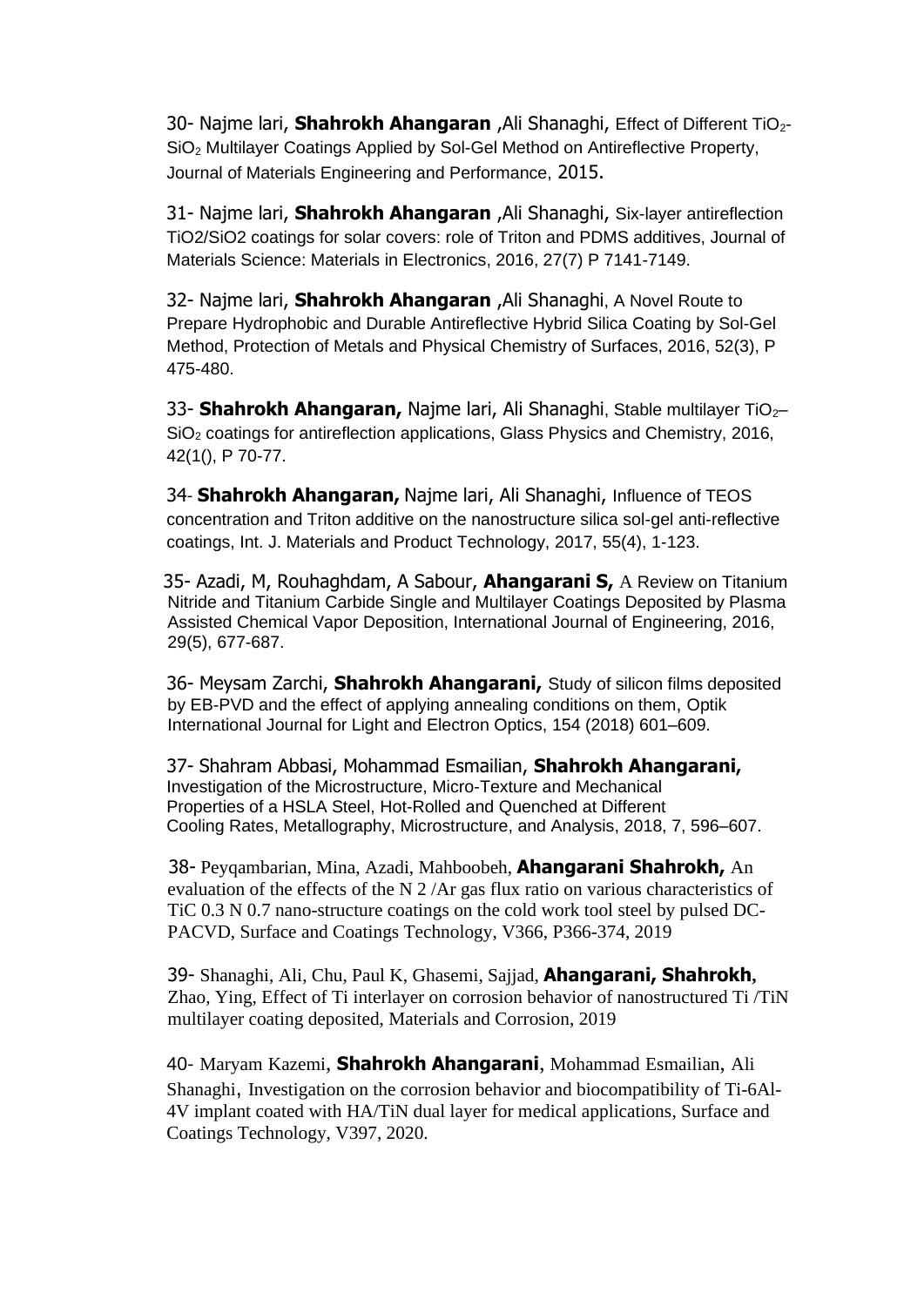30- Najme lari, **Shahrokh Ahangaran** ,Ali Shanaghi, Effect of Different $TiO_2$-$SiO_2$ Multilayer Coatings Applied by Sol-Gel Method on Antireflective Property, Journal of Materials Engineering and Performance, 2015.

31- Najme lari, **Shahrokh Ahangaran** ,Ali Shanaghi, Six-layer antireflection TiO2/SiO2 coatings for solar covers: role of Triton and PDMS additives, Journal of Materials Science: Materials in Electronics, 2016, 27(7) P 7141-7149.

32- Najme lari, **Shahrokh Ahangaran** ,Ali Shanaghi, A Novel Route to Prepare Hydrophobic and Durable Antireflective Hybrid Silica Coating by Sol-Gel Method, Protection of Metals and Physical Chemistry of Surfaces, 2016, 52(3), P 475-480.

33- **Shahrokh Ahangaran,** Najme lari, Ali Shanaghi, Stable multilayer $TiO_2$–$SiO_2$ coatings for antireflection applications, Glass Physics and Chemistry, 2016, 42(1(), P 70-77.

34- **Shahrokh Ahangaran,** Najme lari, Ali Shanaghi, Influence of TEOS concentration and Triton additive on the nanostructure silica sol-gel anti-reflective coatings, Int. J. Materials and Product Technology, 2017, 55(4), 1-123.

35- Azadi, M, Rouhaghdam, A Sabour, **Ahangarani S,** A Review on Titanium Nitride and Titanium Carbide Single and Multilayer Coatings Deposited by Plasma Assisted Chemical Vapor Deposition, International Journal of Engineering, 2016, 29(5), 677-687.

36- Meysam Zarchi, **Shahrokh Ahangarani,** Study of silicon films deposited by EB-PVD and the effect of applying annealing conditions on them, Optik International Journal for Light and Electron Optics, 154 (2018) 601–609.

37- Shahram Abbasi, Mohammad Esmailian, **Shahrokh Ahangarani,** Investigation of the Microstructure, Micro-Texture and Mechanical Properties of a HSLA Steel, Hot-Rolled and Quenched at Different Cooling Rates, Metallography, Microstructure, and Analysis, 2018, 7, 596–607.

38- Peyqambarian, Mina, Azadi, Mahboobeh, **Ahangarani Shahrokh,** An evaluation of the effects of the N 2 /Ar gas flux ratio on various characteristics of $TiC_{0.3}N_{0.7}$ nano-structure coatings on the cold work tool steel by pulsed DC-PACVD, Surface and Coatings Technology, V366, P366-374, 2019

39- Shanaghi, Ali, Chu, Paul K, Ghasemi, Sajjad, **Ahangarani, Shahrokh**, Zhao, Ying, Effect of Ti interlayer on corrosion behavior of nanostructured Ti /TiN multilayer coating deposited, Materials and Corrosion, 2019

40- Maryam Kazemi, **Shahrokh Ahangarani**, Mohammad Esmailian, Ali Shanaghi, Investigation on the corrosion behavior and biocompatibility of Ti-6Al-4V implant coated with HA/TiN dual layer for medical applications, Surface and Coatings Technology, V397, 2020.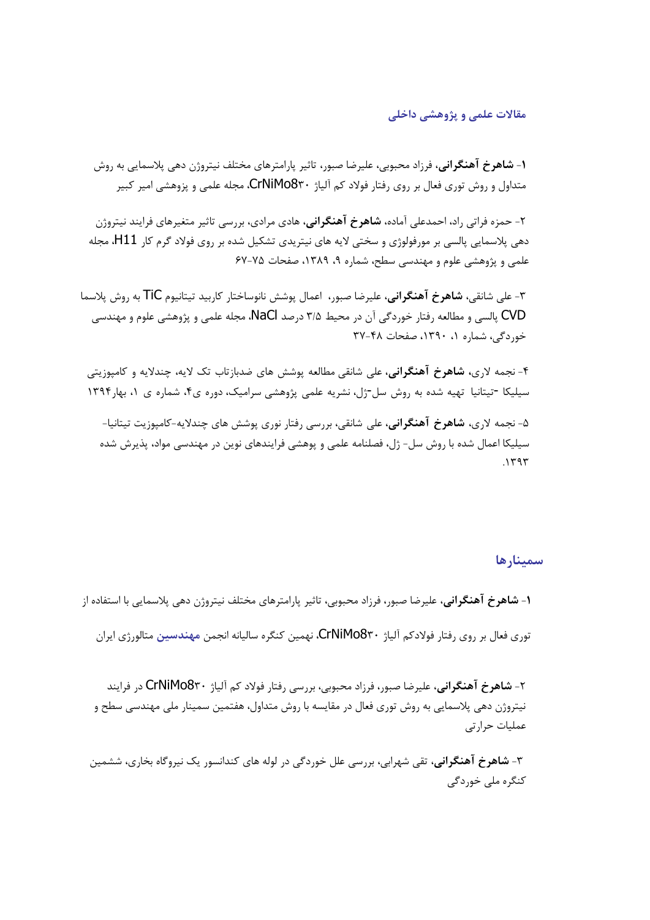## مقالات علمی و پژوهشی داخلی

۱- **شاهرخ آهنگرانی**، فرزاد محبوبی، علیرضا صبور، تاثیر پارامترهای مختلف نیتروژن دهی پلاسمایی به روش متداول و روش توری فعال بر روی رفتار فولاد کم آلیاژ CrNiMo8۳۰، مجله علمی و پژوهشی امیر کبیر

۲- حمزه فراتی راد، احمدعلی آماده، **شاهرخ آهنگرانی**، هادی مرادی، بررسی تاثیر متغیرهای فرایند نیتروژن دهی پلاسمایی پالسی بر مورفولوژی و سختی لایه های نیتریدی تشکیل شده بر روی فولاد گرم کار H11، مجله علمی و پژوهشی علوم و مهندسی سطح، شماره ۹، ۱۳۸۹، صفحات ۷۵-۶۷

۳- علی شانقی، **شاهرخ آهنگرانی**، علیرضا صبور، اعمال پوشش نانوساختار کاربید تیتانیوم TiC به روش پلاسما CVD پالسی و مطالعه رفتار خوردگی آن در محیط ۳/۵ درصد NaCl، مجله علمی و پژوهشی علوم و مهندسی خوردگی، شماره ۱، ۱۳۹۰، صفحات ۴۸-۳۷

۴- نجمه لاری، **شاهرخ آهنگرانی**، علی شانقی مطالعه پوشش های ضدبازتاب تک لایه، چندلایه و کامپوزیتی سیلیکا -تیتانیا تهیه شده به روش سل-ژل، نشریه علمی پژوهشی سرامیک، دوره ی۴، شماره ی ۱، بهار۱۳۹۴

۵- نجمه لاری، **شاهرخ آهنگرانی**، علی شانقی، بررسی رفتار نوری پوشش های چندلایه-کامپوزیت تیتانیا-سیلیکا اعمال شده با روش سل- ژل، فصلنامه علمی و پوهشی فرایندهای نوین در مهندسی مواد، پذیرش شده ۱۳۹۳.

## سمینارها

۱- **شاهرخ آهنگرانی**، علیرضا صبور، فرزاد محبوبی، تاثیر پارامترهای مختلف نیتروژن دهی پلاسمایی با استفاده از توری فعال بر روی رفتار فولادکم آلیاژ CrNiMo8۳۰، نهمین کنگره سالیانه انجمن مهندسین متالورژی ایران

۲- **شاهرخ آهنگرانی**، علیرضا صبور، فرزاد محبوبی، بررسی رفتار فولاد کم آلیاژ CrNiMo8۳۰ در فرایند نیتروژن دهی پلاسمایی به روش توری فعال در مقایسه با روش متداول، هفتمین سمینار ملی مهندسی سطح و عملیات حرارتی

۳- **شاهرخ آهنگرانی**، تقی شهرابی، بررسی علل خوردگی در لوله های کندانسور یک نیروگاه بخاری، ششمین کنگره ملی خوردگی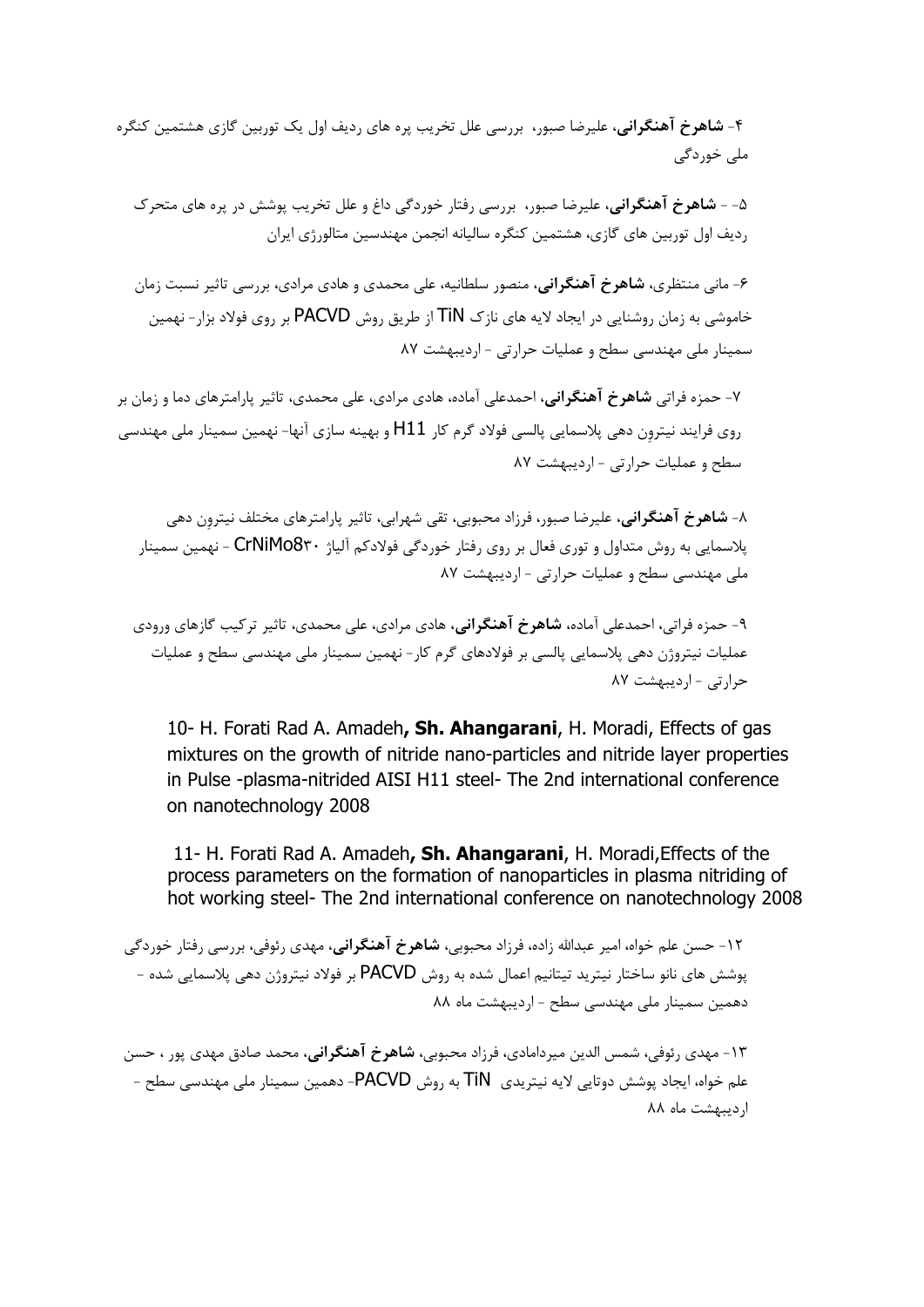۴- **شاهرخ آهنگرانی**، علیرضا صبور، بررسی علل تخریب پره های ردیف اول یک توربین گازی هشتمین کنگره ملی خوردگی

۵- - **شاهرخ آهنگرانی**، علیرضا صبور، بررسی رفتار خوردگی داغ و علل تخریب پوشش در پره های متحرک ردیف اول توربین های گازی، هشتمین کنگره سالیانه انجمن مهندسین متالورژی ایران

۶- مانی منتظری، **شاهرخ آهنگرانی**، منصور سلطانیه، علی محمدی و هادی مرادی، بررسی تاثیر نسبت زمان خاموشی به زمان روشنایی در ایجاد لایه های نازک TiN از طریق روش PACVD بر روی فولاد بزار- نهمین سمینار ملی مهندسی سطح و عملیات حرارتی - اردیبهشت ۸۷

۷- حمزه فراتی **شاهرخ آهنگرانی**، احمدعلی آماده، هادی مرادی، علی محمدی، تاثیر پارامترهای دما و زمان بر روی فرایند نیترون دهی پلاسمایی پالسی فولاد گرم کار H11 و بهینه سازی آنها- نهمین سمینار ملی مهندسی سطح و عملیات حرارتی - اردیبهشت ۸۷

۸- **شاهرخ آهنگرانی**، علیرضا صبور، فرزاد محبوبی، تقی شهرابی، تاثیر پارامترهای مختلف نیترون دهی پلاسمایی به روش متداول و توری فعال بر روی رفتار خوردگی فولادکم آلیاژ CrNiMo۸۳۰ - نهمین سمینار ملی مهندسی سطح و عملیات حرارتی - اردیبهشت ۸۷

۹- حمزه فراتی، احمدعلی آماده، **شاهرخ آهنگرانی**، هادی مرادی، علی محمدی، تاثیر ترکیب گازهای ورودی عملیات نیتروژن دهی پلاسمایی پالسی بر فولادهای گرم کار- نهمین سمینار ملی مهندسی سطح و عملیات حرارتی - اردیبهشت ۸۷

10- H. Forati Rad A. Amadeh**, Sh. Ahangarani**, H. Moradi, Effects of gas mixtures on the growth of nitride nano-particles and nitride layer properties in Pulse -plasma-nitrided AISI H11 steel- The 2nd international conference on nanotechnology 2008

11- H. Forati Rad A. Amadeh**, Sh. Ahangarani**, H. Moradi,Effects of the process parameters on the formation of nanoparticles in plasma nitriding of hot working steel- The 2nd international conference on nanotechnology 2008

۱۲- حسن علم خواه، امیر عبدالله زاده، فرزاد محبوبی، **شاهرخ آهنگرانی**، مهدی رئوفی، بررسی رفتار خوردگی پوشش های نانو ساختار نیترید تیتانیم اعمال شده به روش PACVD بر فولاد نیتروژن دهی پلاسمایی شده - دهمین سمینار ملی مهندسی سطح - اردیبهشت ماه ۸۸

۱۳- مهدی رئوفی، شمس الدین میردامادی، فرزاد محبوبی، **شاهرخ آهنگرانی**، محمد صادق مهدی پور ، حسن علم خواه، ایجاد پوشش دوتایی لایه نیتریدی TiN به روش PACVD- دهمین سمینار ملی مهندسی سطح - اردیبهشت ماه ۸۸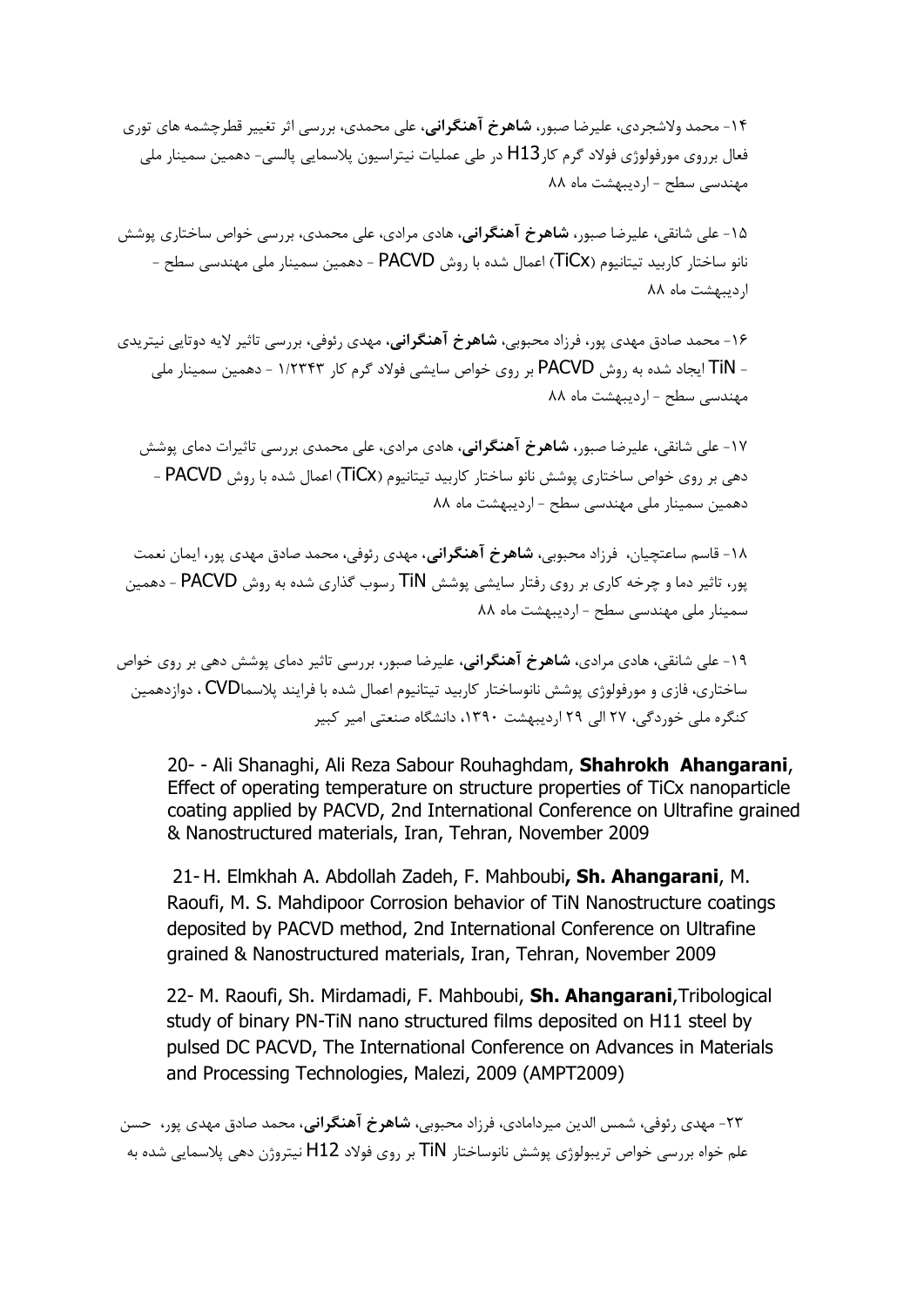۱۴- محمد ولاشجردی، علیرضا صبور، **شاهرخ آهنگرانی**، علی محمدی، بررسی اثر تغییر قطرچشمه های توری فعال برروی مورفولوژی فولاد گرم کار H13 در طی عملیات نیتراسیون پلاسمایی پالسی- دهمین سمینار ملی مهندسی سطح - اردیبهشت ماه ۸۸

۱۵- علی شانقی، علیرضا صبور، **شاهرخ آهنگرانی**، هادی مرادی، علی محمدی، بررسی خواص ساختاری پوشش نانو ساختار کاربید تیتانیوم (TiCx) اعمال شده با روش PACVD - دهمین سمینار ملی مهندسی سطح - اردیبهشت ماه ۸۸

۱۶- محمد صادق مهدی پور، فرزاد محبوبی، **شاهرخ آهنگرانی**، مهدی رئوفی، بررسی تاثیر لایه دوتایی نیتریدی - TiN ایجاد شده به روش PACVD بر روی خواص سایشی فولاد گرم کار ۱/۲۳۴۳ - دهمین سمینار ملی مهندسی سطح - اردیبهشت ماه ۸۸

۱۷- علی شانقی، علیرضا صبور، **شاهرخ آهنگرانی**، هادی مرادی، علی محمدی بررسی تاثیرات دمای پوشش دهی بر روی خواص ساختاری پوشش نانو ساختار کاربید تیتانیوم (TiCx) اعمال شده با روش PACVD - دهمین سمینار ملی مهندسی سطح - اردیبهشت ماه ۸۸

۱۸- قاسم ساعتچیان، فرزاد محبوبی، **شاهرخ آهنگرانی**، مهدی رئوفی، محمد صادق مهدی پور، ایمان نعمت پور، تاثیر دما و چرخه کاری بر روی رفتار سایشی پوشش TiN رسوب گذاری شده به روش PACVD - دهمین سمینار ملی مهندسی سطح - اردیبهشت ماه ۸۸

۱۹- علی شانقی، هادی مرادی، **شاهرخ آهنگرانی**، علیرضا صبور، بررسی تاثیر دمای پوشش دهی بر روی خواص ساختاری، فازی و مورفولوژی پوشش نانوساختار کاربید تیتانیوم اعمال شده با فرایند پلاسماCVD ، دوازدهمین کنگره ملی خوردگی، ۲۷ الی ۲۹ اردیبهشت ۱۳۹۰، دانشگاه صنعتی امیر کبیر

20- - Ali Shanaghi, Ali Reza Sabour Rouhaghdam, **Shahrokh Ahangarani**, Effect of operating temperature on structure properties of TiCx nanoparticle coating applied by PACVD, 2nd International Conference on Ultrafine grained & Nanostructured materials, Iran, Tehran, November 2009

21- H. Elmkhah A. Abdollah Zadeh, F. Mahboubi**, Sh. Ahangarani**, M. Raoufi, M. S. Mahdipoor Corrosion behavior of TiN Nanostructure coatings deposited by PACVD method, 2nd International Conference on Ultrafine grained & Nanostructured materials, Iran, Tehran, November 2009

22- M. Raoufi, Sh. Mirdamadi, F. Mahboubi, **Sh. Ahangarani**,Tribological study of binary PN-TiN nano structured films deposited on H11 steel by pulsed DC PACVD, The International Conference on Advances in Materials and Processing Technologies, Malezi, 2009 (AMPT2009)

۲۳- مهدی رئوفی، شمس الدین میردامادی، فرزاد محبوبی، **شاهرخ آهنگرانی**، محمد صادق مهدی پور، حسن علم خواه بررسی خواص تریبولوژی پوشش نانوساختار TiN بر روی فولاد H12 نیتروژن دهی پلاسمایی شده به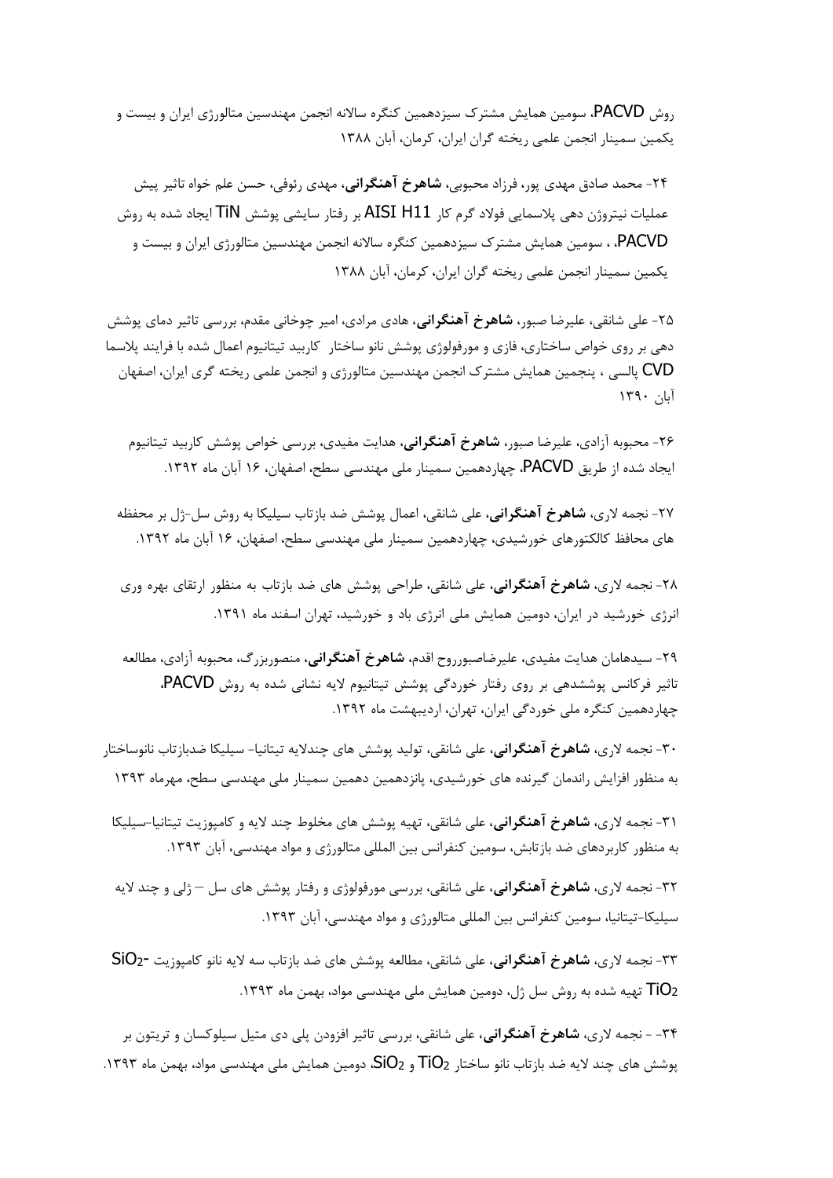روش PACVD، سومین همایش مشترک سیزدهمین کنگره سالانه انجمن مهندسین متالورژی ایران و بیست و یکمین سمینار انجمن علمی ریخته گران ایران، کرمان، آبان ۱۳۸۸

۲۴- محمد صادق مهدی پور، فرزاد محبوبی، مهدی رئوفی، حسن علم خواه تاثیر پیش عملیات نیتروژن دهی پلاسمایی فولاد گرم کار AISI H11 بر رفتار سایشی پوشش TiN ایجاد شده به روش PACVD، ، سومین همایش مشترک سیزدهمین کنگره سالانه انجمن مهندسین متالورژی ایران و بیست و یکمین سمینار انجمن علمی ریخته گران ایران، کرمان، آبان ۱۳۸۸

۲۵- علی شانقی، علیرضا صبور، **شاهرخ آهنگرانی**، هادی مرادی، امیر چوخانی مقدم، بررسی تاثیر دمای پوشش دهی بر روی خواص ساختاری، فازی و مورفولوژی پوشش نانو ساختار کاربید تیتانیوم اعمال شده با فرایند پلاسما CVD پالسی ، پنجمین همایش مشترک انجمن مهندسین متالورژی و انجمن علمی ریخته گری ایران، اصفهان آبان ۱۳۹۰

۲۶- محبوبه آزادی، علیرضا صبور، **شاهرخ آهنگرانی**، هدایت مفیدی، بررسی خواص پوشش کاربید تیتانیوم ایجاد شده از طریق PACVD، چهاردهمین سمینار ملی مهندسی سطح، اصفهان، ۱۶ آبان ماه ۱۳۹۲.

۲۷- نجمه لاری، **شاهرخ آهنگرانی**، علی شانقی، اعمال پوشش ضد بازتاب سیلیکا به روش سل-ژل بر محفظه های محافظ کالکتورهای خورشیدی، چهاردهمین سمینار ملی مهندسی سطح، اصفهان، ۱۶ آبان ماه ۱۳۹۲.

۲۸- نجمه لاری، **شاهرخ آهنگرانی**، علی شانقی، طراحی پوشش های ضد بازتاب به منظور ارتقای بهره وری انرژی خورشید در ایران، دومین همایش ملی انرژی باد و خورشید، تهران اسفند ماه ۱۳۹۱.

۲۹- سیدهامان هدایت مفیدی، علیرضاصبورروح اقدم، **شاهرخ آهنگرانی**، منصوربزرگ، محبوبه آزادی، مطالعه تاثیر فرکانس پوششدهی بر روی رفتار خوردگی پوشش تیتانیوم لایه نشانی شده به روش PACVD، چهاردهمین کنگره ملی خوردگی ایران، تهران، اردیبهشت ماه ۱۳۹۲.

۳۰- نجمه لاری، **شاهرخ آهنگرانی**، علی شانقی، تولید پوشش های چندلایه تیتانیا- سیلیکا ضدبازتاب نانوساختار به منظور افزایش راندمان گیرنده های خورشیدی، پانزدهمین دهمین سمینار ملی مهندسی سطح، مهرماه ۱۳۹۳

۳۱- نجمه لاری، **شاهرخ آهنگرانی**، علی شانقی، تهیه پوشش های مخلوط چند لایه و کامپوزیت تیتانیا-سیلیکا به منظور کاربردهای ضد بازتابش، سومین کنفرانس بین المللی متالورژی و مواد مهندسی، آبان ۱۳۹۳.

۳۲- نجمه لاری، **شاهرخ آهنگرانی**، علی شانقی، بررسی مورفولوژی و رفتار پوشش های سل – ژلی و چند لایه سیلیکا-تیتانیا، سومین کنفرانس بین المللی متالورژی و مواد مهندسی، آبان ۱۳۹۳.

۳۳- نجمه لاری، **شاهرخ آهنگرانی**، علی شانقی، مطالعه پوشش های ضد بازتاب سه لایه نانو کامپوزیت $SiO_2$- $TiO_2$ تهیه شده به روش سل ژل، دومین همایش ملی مهندسی مواد، بهمن ماه ۱۳۹۳.

۳۴- - نجمه لاری، **شاهرخ آهنگرانی**، علی شانقی، بررسی تاثیر افزودن پلی دی متیل سیلوکسان و تریتون بر پوشش های چند لایه ضد بازتاب نانو ساختار $TiO_2$ و $SiO_2$، دومین همایش ملی مهندسی مواد، بهمن ماه ۱۳۹۳.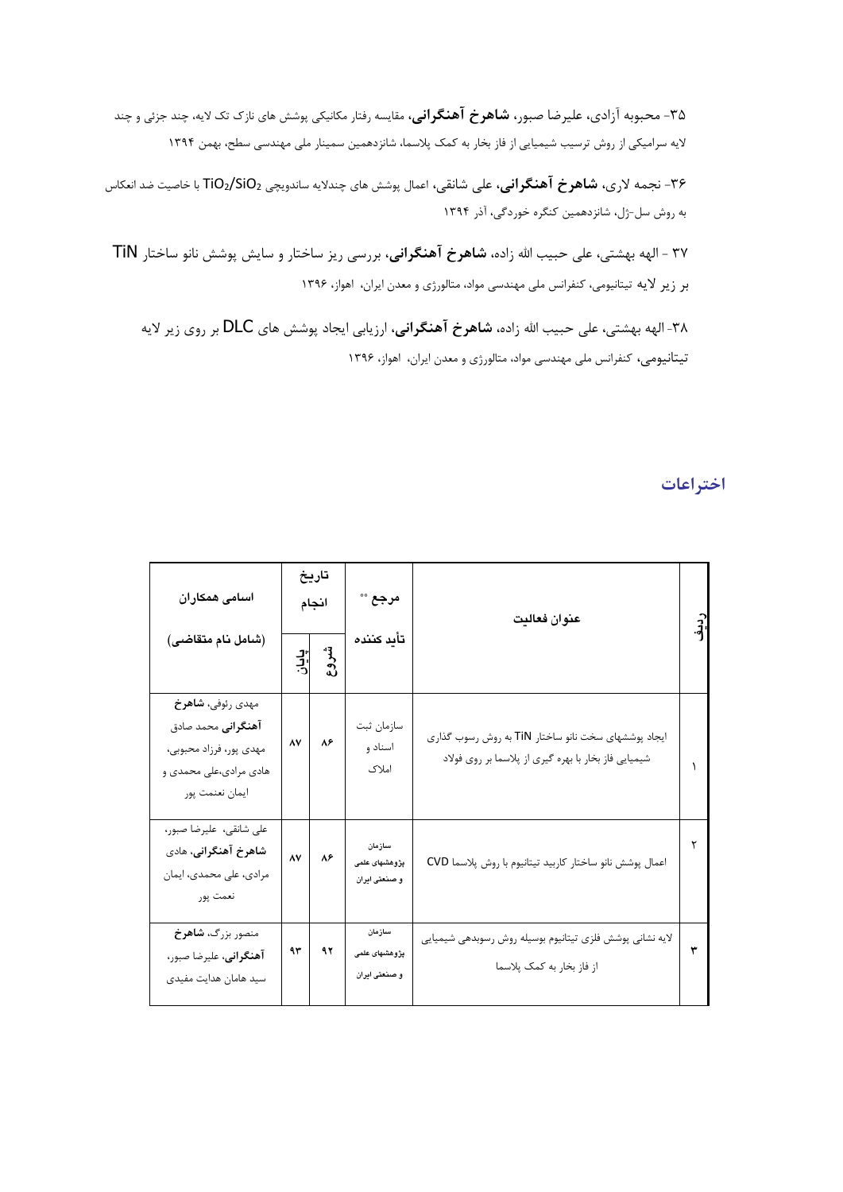۳۵- محبوبه آزادی، علیرضا صبور، **شاهرخ آهنگرانی**، مقایسه رفتار مکانیکی پوشش های نازک تک لایه، چند جزئی و چند لایه سرامیکی از روش ترسیب شیمیایی از فاز بخار به کمک پلاسما، شانزدهمین سمینار ملی مهندسی سطح، بهمن ۱۳۹۴

۳۶- نجمه لاری، **شاهرخ آهنگرانی**، علی شانقی، اعمال پوشش های چندلایه ساندویچی $TiO_2/SiO_2$ با خاصیت ضد انعکاس به روش سل-ژل، شانزدهمین کنگره خوردگی، آذر ۱۳۹۴

۳۷ - الهه بهشتی، علی حبیب الله زاده، **شاهرخ آهنگرانی**، بررسی ریز ساختار و سایش پوشش نانو ساختار TiN بر زیر لایه تیتانیومی، کنفرانس ملی مهندسی مواد، متالورژی و معدن ایران، اهواز، ۱۳۹۶

۳۸- الهه بهشتی، علی حبیب الله زاده، **شاهرخ آهنگرانی**، ارزیابی ایجاد پوشش های DLC بر روی زیر لایه تیتانیومی، کنفرانس ملی مهندسی مواد، متالورژی و معدن ایران، اهواز، ۱۳۹۶

## اختراعات

| ردیف | عنوان فعالیت | مرجع ** تأید کننده | تاریخ انجام | | اسامی همکاران (شامل نام متقاضی) |
|---|---|---|---|---|---|
| | | | شروع | پایان | |
| ۱ | ایجاد پوششهای سخت نانو ساختار TiN به روش رسوب گذاری شیمیایی فاز بخار با بهره گیری از پلاسما بر روی فولاد | سازمان ثبت اسناد و املاک | ۸۶ | ۸۷ | مهدی رئوفی، **شاهرخ آهنگرانی** محمد صادق مهدی پور، فرزاد محبوبی، هادی مرادی،علی محمدی و ایمان نعمت پور |
| ۲ | اعمال پوشش نانو ساختار کاربید تیتانیوم با روش پلاسما CVD | سازمان پژوهشهای علمی و صنعتی ایران | ۸۶ | ۸۷ | علی شانقی، علیرضا صبور، **شاهرخ آهنگرانی**، هادی مرادی، علی محمدی، ایمان نعمت پور |
| ۳ | لایه نشانی پوشش فلزی تیتانیوم بوسیله روش رسوبدهی شیمیایی از فاز بخار به کمک پلاسما | سازمان پژوهشهای علمی و صنعتی ایران | ۹۲ | ۹۳ | منصور بزرگ، **شاهرخ آهنگرانی**، علیرضا صبور، سید هامان هدایت مفیدی |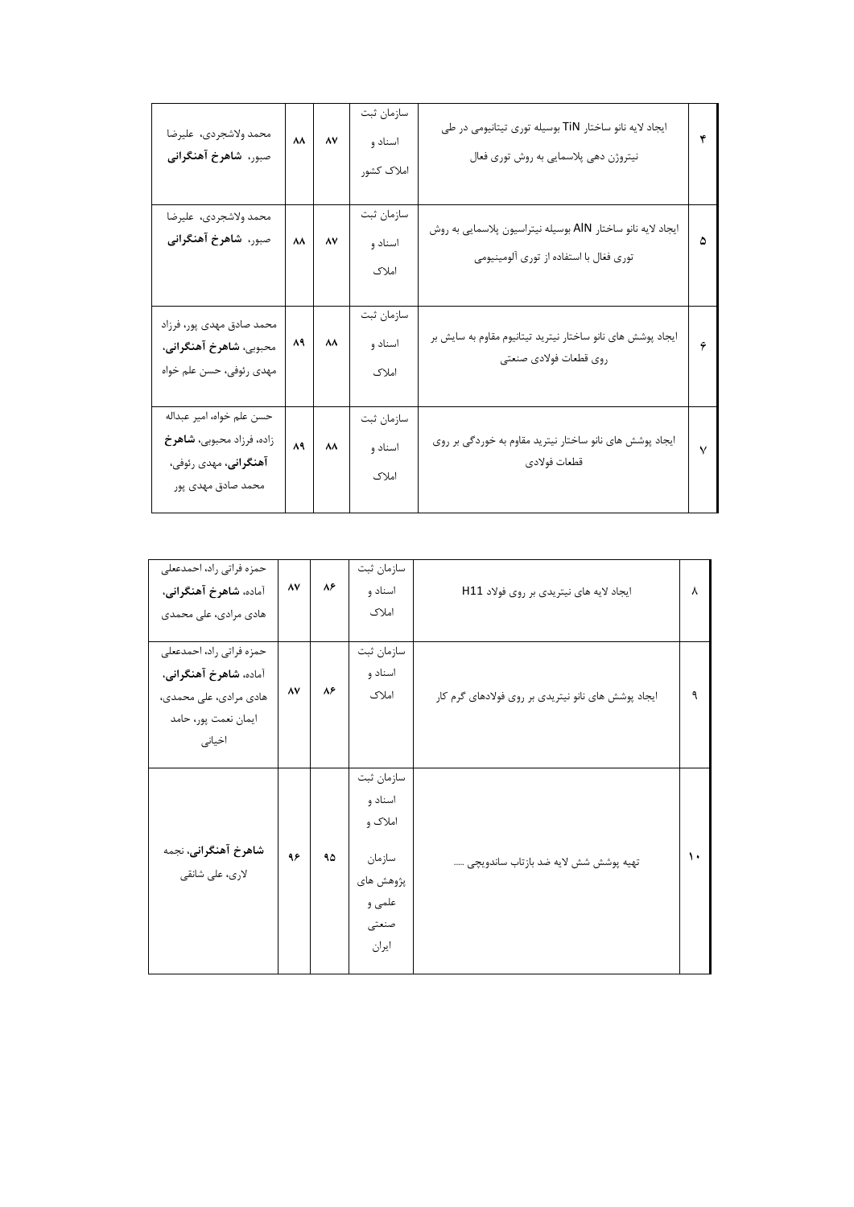| | | | | | |
|---|---|---|---|---|---|
| ۴ | ایجاد لایه نانو ساختار TiN بوسیله توری تیتانیومی در طی نیتروژن دهی پلاسمایی به روش توری فعال | سازمان ثبت اسناد و املاک کشور | ۸۷ | ۸۸ | محمد ولاشجردی، علیرضا صبور، **شاهرخ آهنگرانی** |
| ۵ | ایجاد لایه نانو ساختار AlN بوسیله نیتراسیون پلاسمایی به روش توری فعال با استفاده از توری آلومینیومی | سازمان ثبت اسناد و املاک | ۸۷ | ۸۸ | محمد ولاشجردی، علیرضا صبور، **شاهرخ آهنگرانی** |
| ۶ | ایجاد پوشش های نانو ساختار نیترید تیتانیوم مقاوم به سایش بر روی قطعات فولادی صنعتی | سازمان ثبت اسناد و املاک | ۸۸ | ۸۹ | محمد صادق مهدی پور، فرزاد محبوبی، **شاهرخ آهنگرانی**، مهدی رئوفی، حسن علم خواه |
| ۷ | ایجاد پوشش های نانو ساختار نیترید مقاوم به خوردگی بر روی قطعات فولادی | سازمان ثبت اسناد و املاک | ۸۸ | ۸۹ | حسن علم خواه، امیر عبداله زاده، فرزاد محبوبی، **شاهرخ آهنگرانی**، مهدی رئوفی، محمد صادق مهدی پور |

| | | | | | |
|---|---|---|---|---|---|
| ۸ | ایجاد لایه های نیتریدی بر روی فولاد H11 | سازمان ثبت اسناد و املاک | ۸۶ | ۸۷ | حمزه فراتی راد، احمدعلی آماده، **شاهرخ آهنگرانی**، هادی مرادی، علی محمدی |
| ۹ | ایجاد پوشش های نانو نیتریدی بر روی فولادهای گرم کار | سازمان ثبت اسناد و املاک | ۸۶ | ۸۷ | حمزه فراتی راد، احمدعلی آماده، **شاهرخ آهنگرانی**، هادی مرادی، علی محمدی، ایمان نعمت پور، حامد اخیانی |
| ۱۰ | تهیه پوشش شش لایه ضد بازتاب ساندویچی ..... | سازمان ثبت اسناد و املاک و سازمان پژوهش های علمی و صنعتی ایران | ۹۵ | ۹۶ | **شاهرخ آهنگرانی**، نجمه لاری، علی شانقی |